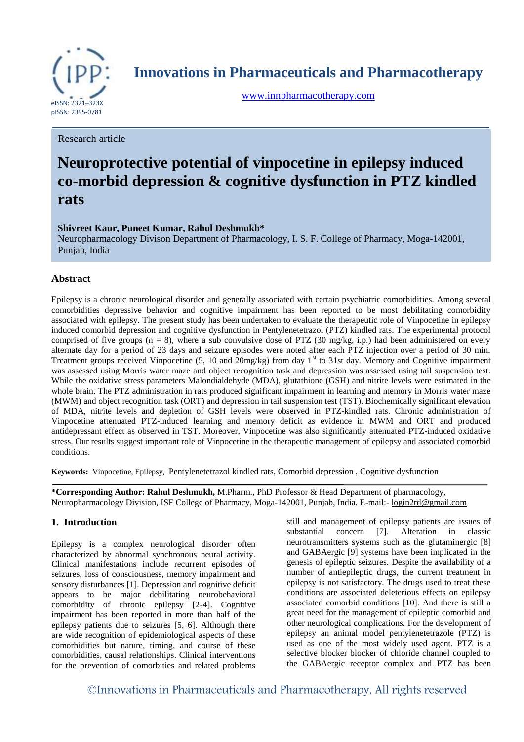Research article

# Neuroprotective potential of vinpocetine in epilepsy induced co-morbid depression & cognitive dysfunction in PTZ kindled rats

**Shivreet Kaur, Puneet Kumar, Rahul Deshmukh***

Neuropharmacology Divison Department of Pharmacology, I. S. F. College of Pharmacy, Moga-142001, Punjab, India

## Abstract

Epilepsy is a chronic neurological disorder and generally associated with certain psychiatric comorbidities. Among several comorbidities depressive behavior and cognitive impairment has been reported to be most debilitating comorbidity associated with epilepsy. The present study has been undertaken to evaluate the therapeutic role of Vinpocetine in epilepsy induced comorbid depression and cognitive dysfunction in Pentylenetetrazol (PTZ) kindled rats. The experimental protocol comprised of five groups (n = 8), where a sub convulsive dose of PTZ (30 mg/kg, i.p.) had been administered on every alternate day for a period of 23 days and seizure episodes were noted after each PTZ injection over a period of 30 min. Treatment groups received Vinpocetine (5, 10 and 20mg/kg) from day 1st to 31st day. Memory and Cognitive impairment was assessed using Morris water maze and object recognition task and depression was assessed using tail suspension test. While the oxidative stress parameters Malondialdehyde (MDA), glutathione (GSH) and nitrite levels were estimated in the whole brain. The PTZ administration in rats produced significant impairment in learning and memory in Morris water maze (MWM) and object recognition task (ORT) and depression in tail suspension test (TST). Biochemically significant elevation of MDA, nitrite levels and depletion of GSH levels were observed in PTZ-kindled rats. Chronic administration of Vinpocetine attenuated PTZ-induced learning and memory deficit as evidence in MWM and ORT and produced antidepressant effect as observed in TST. Moreover, Vinpocetine was also significantly attenuated PTZ-induced oxidative stress. Our results suggest important role of Vinpocetine in the therapeutic management of epilepsy and associated comorbid conditions.

**Keywords:** Vinpocetine, Epilepsy, Pentylenetetrazol kindled rats, Comorbid depression , Cognitive dysfunction

**\*Corresponding Author: Rahul Deshmukh,** M.Pharm., PhD Professor & Head Department of pharmacology, Neuropharmacology Division, ISF College of Pharmacy, Moga-142001, Punjab, India. E-mail:- login2rd@gmail.com

## 1. Introduction

Epilepsy is a complex neurological disorder often characterized by abnormal synchronous neural activity. Clinical manifestations include recurrent episodes of seizures, loss of consciousness, memory impairment and sensory disturbances [1]. Depression and cognitive deficit appears to be major debilitating neurobehavioral comorbidity of chronic epilepsy [2-4]. Cognitive impairment has been reported in more than half of the epilepsy patients due to seizures [5, 6]. Although there are wide recognition of epidemiological aspects of these comorbidities but nature, timing, and course of these comorbidities, causal relationships. Clinical interventions for the prevention of comorbities and related problems still and management of epilepsy patients are issues of substantial concern [7]. Alteration in classic neurotransmitters systems such as the glutaminergic [8] and GABAergic [9] systems have been implicated in the genesis of epileptic seizures. Despite the availability of a number of antiepileptic drugs, the current treatment in epilepsy is not satisfactory. The drugs used to treat these conditions are associated deleterious effects on epilepsy associated comorbid conditions [10]. And there is still a great need for the management of epileptic comorbid and other neurological complications. For the development of epilepsy an animal model pentylenetetrazole (PTZ) is used as one of the most widely used agent. PTZ is a selective blocker of chloride channel coupled to the GABAergic receptor complex and PTZ has been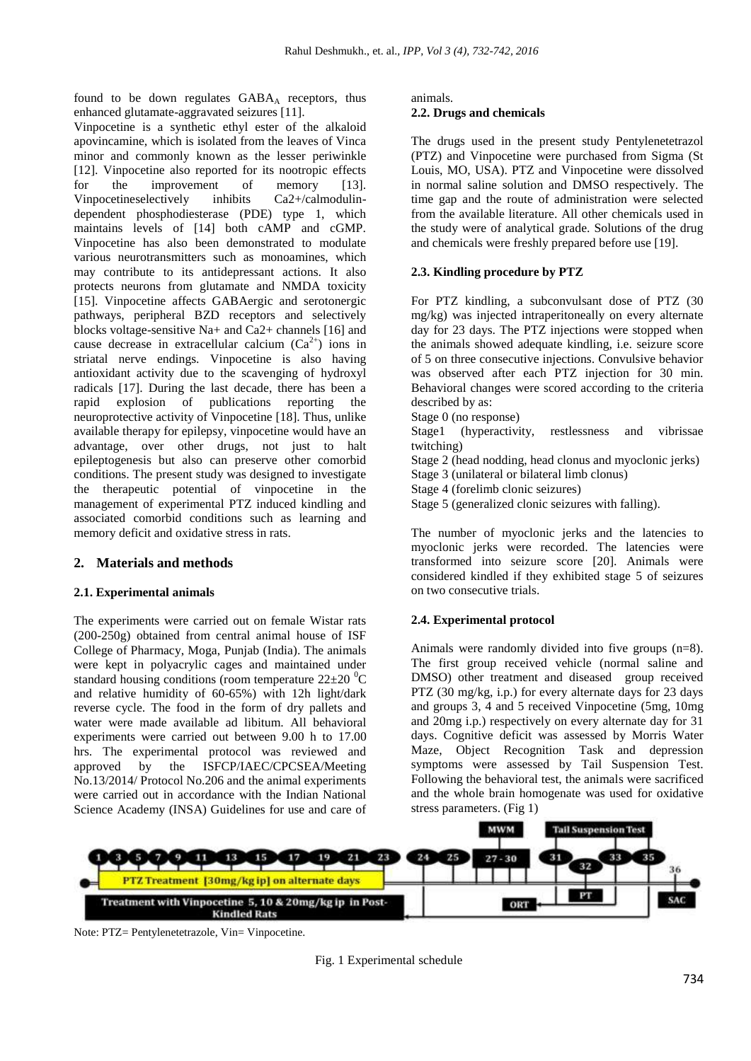found to be down regulates $GABA_A$ receptors, thus enhanced glutamate-aggravated seizures [11].

Vinpocetine is a synthetic ethyl ester of the alkaloid apovincamine, which is isolated from the leaves of Vinca minor and commonly known as the lesser periwinkle [12]. Vinpocetine also reported for its nootropic effects for the improvement of memory [13]. Vinpocetineselectively inhibits Ca2+/calmodulin-dependent phosphodiesterase (PDE) type 1, which maintains levels of [14] both cAMP and cGMP. Vinpocetine has also been demonstrated to modulate various neurotransmitters such as monoamines, which may contribute to its antidepressant actions. It also protects neurons from glutamate and NMDA toxicity [15]. Vinpocetine affects GABAergic and serotonergic pathways, peripheral BZD receptors and selectively blocks voltage-sensitive Na+ and Ca2+ channels [16] and cause decrease in extracellular calcium ($Ca^{2+}$) ions in striatal nerve endings. Vinpocetine is also having antioxidant activity due to the scavenging of hydroxyl radicals [17]. During the last decade, there has been a rapid explosion of publications reporting the neuroprotective activity of Vinpocetine [18]. Thus, unlike available therapy for epilepsy, vinpocetine would have an advantage, over other drugs, not just to halt epileptogenesis but also can preserve other comorbid conditions. The present study was designed to investigate the therapeutic potential of vinpocetine in the management of experimental PTZ induced kindling and associated comorbid conditions such as learning and memory deficit and oxidative stress in rats.

## 2. Materials and methods

### 2.1. Experimental animals

The experiments were carried out on female Wistar rats (200-250g) obtained from central animal house of ISF College of Pharmacy, Moga, Punjab (India). The animals were kept in polyacrylic cages and maintained under standard housing conditions (room temperature 22±20 $^0$C and relative humidity of 60-65%) with 12h light/dark reverse cycle. The food in the form of dry pallets and water were made available ad libitum. All behavioral experiments were carried out between 9.00 h to 17.00 hrs. The experimental protocol was reviewed and approved by the ISFCP/IAEC/CPCSEA/Meeting No.13/2014/ Protocol No.206 and the animal experiments were carried out in accordance with the Indian National Science Academy (INSA) Guidelines for use and care of animals.

### 2.2. Drugs and chemicals

The drugs used in the present study Pentylenetetrazol (PTZ) and Vinpocetine were purchased from Sigma (St Louis, MO, USA). PTZ and Vinpocetine were dissolved in normal saline solution and DMSO respectively. The time gap and the route of administration were selected from the available literature. All other chemicals used in the study were of analytical grade. Solutions of the drug and chemicals were freshly prepared before use [19].

### 2.3. Kindling procedure by PTZ

For PTZ kindling, a subconvulsant dose of PTZ (30 mg/kg) was injected intraperitoneally on every alternate day for 23 days. The PTZ injections were stopped when the animals showed adequate kindling, i.e. seizure score of 5 on three consecutive injections. Convulsive behavior was observed after each PTZ injection for 30 min. Behavioral changes were scored according to the criteria described by as:

Stage 0 (no response)

Stage1 (hyperactivity, restlessness and vibrissae twitching)

Stage 2 (head nodding, head clonus and myoclonic jerks)

Stage 3 (unilateral or bilateral limb clonus)

Stage 4 (forelimb clonic seizures)

Stage 5 (generalized clonic seizures with falling).

The number of myoclonic jerks and the latencies to myoclonic jerks were recorded. The latencies were transformed into seizure score [20]. Animals were considered kindled if they exhibited stage 5 of seizures on two consecutive trials.

### 2.4. Experimental protocol

Animals were randomly divided into five groups (n=8). The first group received vehicle (normal saline and DMSO) other treatment and diseased group received PTZ (30 mg/kg, i.p.) for every alternate days for 23 days and groups 3, 4 and 5 received Vinpocetine (5mg, 10mg and 20mg i.p.) respectively on every alternate day for 31 days. Cognitive deficit was assessed by Morris Water Maze, Object Recognition Task and depression symptoms were assessed by Tail Suspension Test. Following the behavioral test, the animals were sacrificed and the whole brain homogenate was used for oxidative stress parameters. (Fig 1)

Note: PTZ= Pentylenetetrazole, Vin= Vinpocetine.

Fig. 1 Experimental schedule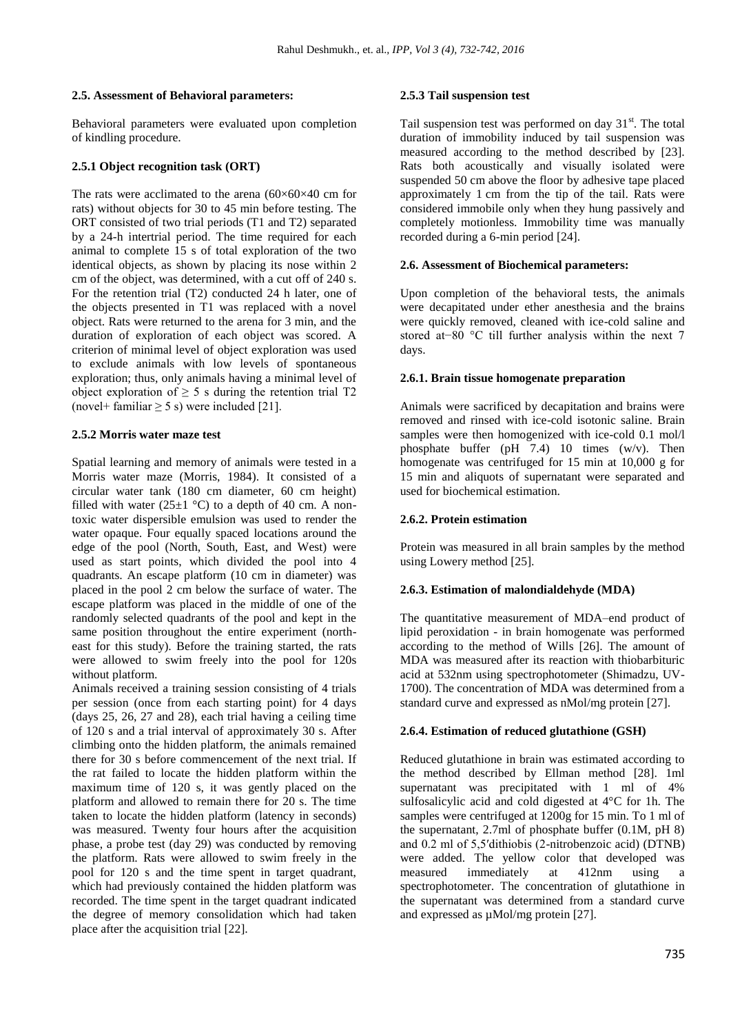### 2.5. Assessment of Behavioral parameters:

Behavioral parameters were evaluated upon completion of kindling procedure.

#### 2.5.1 Object recognition task (ORT)

The rats were acclimated to the arena (60×60×40 cm for rats) without objects for 30 to 45 min before testing. The ORT consisted of two trial periods (T1 and T2) separated by a 24-h intertrial period. The time required for each animal to complete 15 s of total exploration of the two identical objects, as shown by placing its nose within 2 cm of the object, was determined, with a cut off of 240 s. For the retention trial (T2) conducted 24 h later, one of the objects presented in T1 was replaced with a novel object. Rats were returned to the arena for 3 min, and the duration of exploration of each object was scored. A criterion of minimal level of object exploration was used to exclude animals with low levels of spontaneous exploration; thus, only animals having a minimal level of object exploration of ≥ 5 s during the retention trial T2 (novel+ familiar ≥ 5 s) were included [21].

#### 2.5.2 Morris water maze test

Spatial learning and memory of animals were tested in a Morris water maze (Morris, 1984). It consisted of a circular water tank (180 cm diameter, 60 cm height) filled with water (25±1 °C) to a depth of 40 cm. A non-toxic water dispersible emulsion was used to render the water opaque. Four equally spaced locations around the edge of the pool (North, South, East, and West) were used as start points, which divided the pool into 4 quadrants. An escape platform (10 cm in diameter) was placed in the pool 2 cm below the surface of water. The escape platform was placed in the middle of one of the randomly selected quadrants of the pool and kept in the same position throughout the entire experiment (north-east for this study). Before the training started, the rats were allowed to swim freely into the pool for 120s without platform.

Animals received a training session consisting of 4 trials per session (once from each starting point) for 4 days (days 25, 26, 27 and 28), each trial having a ceiling time of 120 s and a trial interval of approximately 30 s. After climbing onto the hidden platform, the animals remained there for 30 s before commencement of the next trial. If the rat failed to locate the hidden platform within the maximum time of 120 s, it was gently placed on the platform and allowed to remain there for 20 s. The time taken to locate the hidden platform (latency in seconds) was measured. Twenty four hours after the acquisition phase, a probe test (day 29) was conducted by removing the platform. Rats were allowed to swim freely in the pool for 120 s and the time spent in target quadrant, which had previously contained the hidden platform was recorded. The time spent in the target quadrant indicated the degree of memory consolidation which had taken place after the acquisition trial [22].

#### 2.5.3 Tail suspension test

Tail suspension test was performed on day 31st. The total duration of immobility induced by tail suspension was measured according to the method described by [23]. Rats both acoustically and visually isolated were suspended 50 cm above the floor by adhesive tape placed approximately 1 cm from the tip of the tail. Rats were considered immobile only when they hung passively and completely motionless. Immobility time was manually recorded during a 6-min period [24].

### 2.6. Assessment of Biochemical parameters:

Upon completion of the behavioral tests, the animals were decapitated under ether anesthesia and the brains were quickly removed, cleaned with ice-cold saline and stored at−80 °C till further analysis within the next 7 days.

#### 2.6.1. Brain tissue homogenate preparation

Animals were sacrificed by decapitation and brains were removed and rinsed with ice-cold isotonic saline. Brain samples were then homogenized with ice-cold 0.1 mol/l phosphate buffer (pH 7.4) 10 times (w/v). Then homogenate was centrifuged for 15 min at 10,000 g for 15 min and aliquots of supernatant were separated and used for biochemical estimation.

#### 2.6.2. Protein estimation

Protein was measured in all brain samples by the method using Lowery method [25].

#### 2.6.3. Estimation of malondialdehyde (MDA)

The quantitative measurement of MDA–end product of lipid peroxidation - in brain homogenate was performed according to the method of Wills [26]. The amount of MDA was measured after its reaction with thiobarbituric acid at 532nm using spectrophotometer (Shimadzu, UV-1700). The concentration of MDA was determined from a standard curve and expressed as nMol/mg protein [27].

#### 2.6.4. Estimation of reduced glutathione (GSH)

Reduced glutathione in brain was estimated according to the method described by Ellman method [28]. 1ml supernatant was precipitated with 1 ml of 4% sulfosalicylic acid and cold digested at 4°C for 1h. The samples were centrifuged at 1200g for 15 min. To 1 ml of the supernatant, 2.7ml of phosphate buffer (0.1M, pH 8) and 0.2 ml of 5,5′dithiobis (2-nitrobenzoic acid) (DTNB) were added. The yellow color that developed was measured immediately at 412nm using a spectrophotometer. The concentration of glutathione in the supernatant was determined from a standard curve and expressed as µMol/mg protein [27].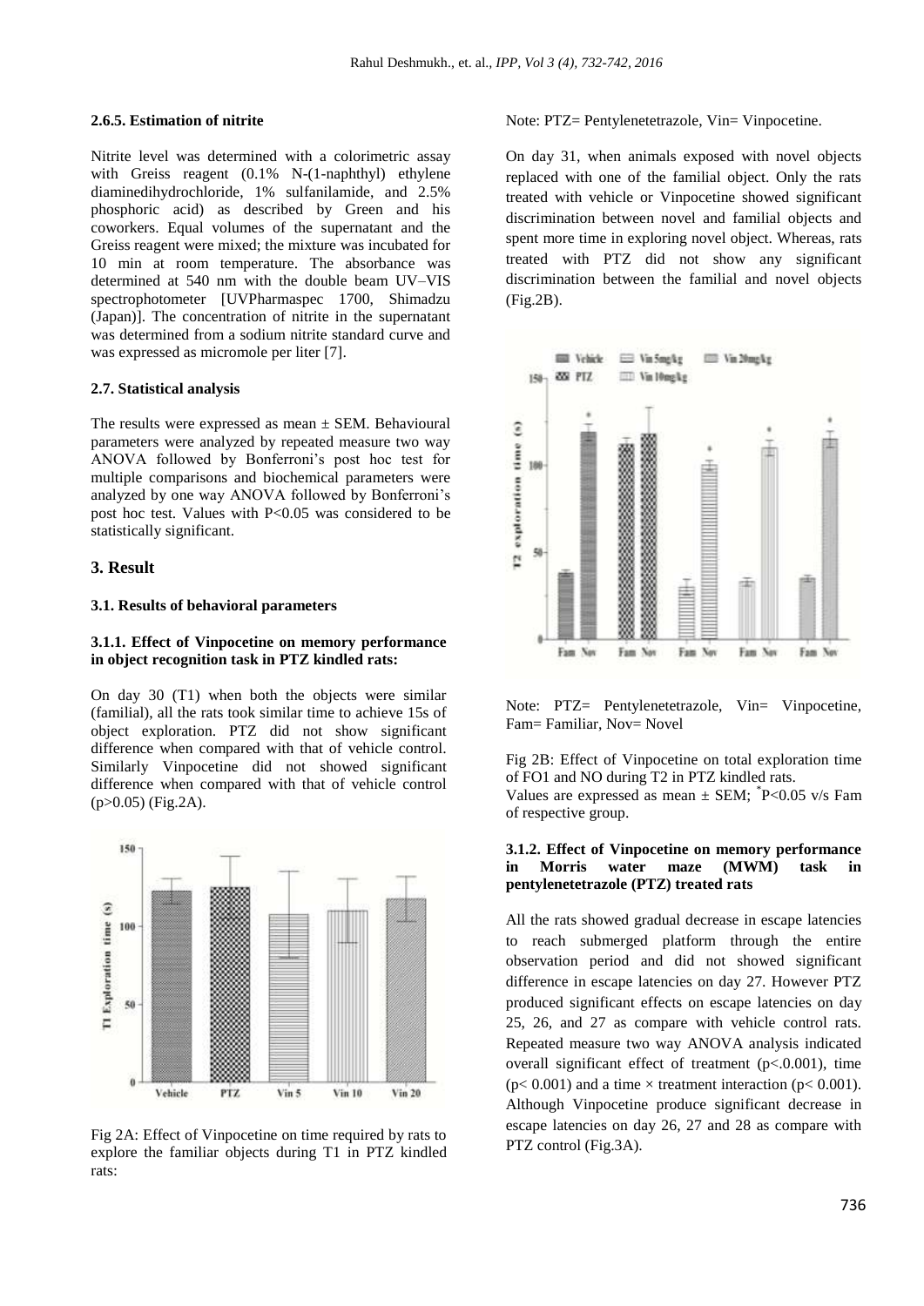#### 2.6.5. Estimation of nitrite

Nitrite level was determined with a colorimetric assay with Greiss reagent (0.1% N-(1-naphthyl) ethylene diaminedihydrochloride, 1% sulfanilamide, and 2.5% phosphoric acid) as described by Green and his coworkers. Equal volumes of the supernatant and the Greiss reagent were mixed; the mixture was incubated for 10 min at room temperature. The absorbance was determined at 540 nm with the double beam UV–VIS spectrophotometer [UVPharmaspec 1700, Shimadzu (Japan)]. The concentration of nitrite in the supernatant was determined from a sodium nitrite standard curve and was expressed as micromole per liter [7].

### 2.7. Statistical analysis

The results were expressed as mean ± SEM. Behavioural parameters were analyzed by repeated measure two way ANOVA followed by Bonferroni's post hoc test for multiple comparisons and biochemical parameters were analyzed by one way ANOVA followed by Bonferroni's post hoc test. Values with P<0.05 was considered to be statistically significant.

## 3. Result

### 3.1. Results of behavioral parameters

#### 3.1.1. Effect of Vinpocetine on memory performance in object recognition task in PTZ kindled rats:

On day 30 (T1) when both the objects were similar (familial), all the rats took similar time to achieve 15s of object exploration. PTZ did not show significant difference when compared with that of vehicle control. Similarly Vinpocetine did not showed significant difference when compared with that of vehicle control (p>0.05) (Fig.2A).

Fig 2A: Effect of Vinpocetine on time required by rats to explore the familiar objects during T1 in PTZ kindled rats:

Note: PTZ= Pentylenetetrazole, Vin= Vinpocetine.

On day 31, when animals exposed with novel objects replaced with one of the familial object. Only the rats treated with vehicle or Vinpocetine showed significant discrimination between novel and familial objects and spent more time in exploring novel object. Whereas, rats treated with PTZ did not show any significant discrimination between the familial and novel objects (Fig.2B).

Note: PTZ= Pentylenetetrazole, Vin= Vinpocetine, Fam= Familiar, Nov= Novel

Fig 2B: Effect of Vinpocetine on total exploration time of FO1 and NO during T2 in PTZ kindled rats.
Values are expressed as mean ± SEM; *P<0.05 v/s Fam of respective group.

#### 3.1.2. Effect of Vinpocetine on memory performance in Morris water maze (MWM) task in pentylenetetrazole (PTZ) treated rats

All the rats showed gradual decrease in escape latencies to reach submerged platform through the entire observation period and did not showed significant difference in escape latencies on day 27. However PTZ produced significant effects on escape latencies on day 25, 26, and 27 as compare with vehicle control rats. Repeated measure two way ANOVA analysis indicated overall significant effect of treatment (p<.0.001), time (p< 0.001) and a time × treatment interaction (p< 0.001). Although Vinpocetine produce significant decrease in escape latencies on day 26, 27 and 28 as compare with PTZ control (Fig.3A).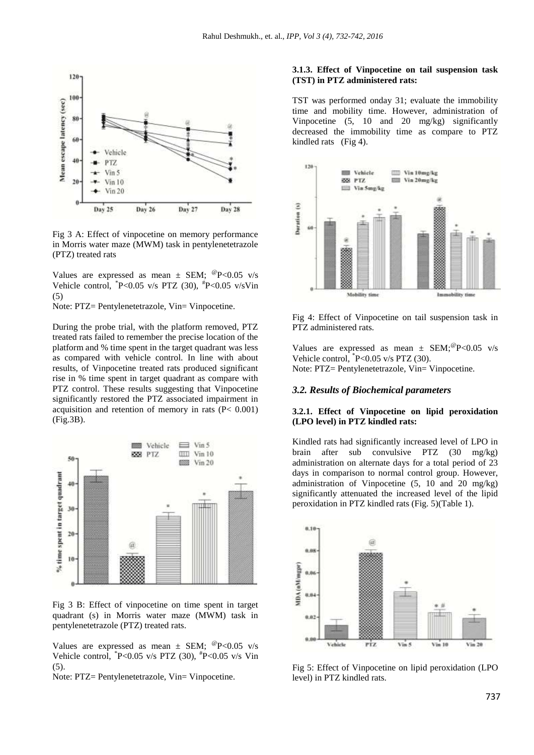Fig 3 A: Effect of vinpocetine on memory performance in Morris water maze (MWM) task in pentylenetetrazole (PTZ) treated rats

Values are expressed as mean ± SEM; [@]P<0.05 v/s Vehicle control, [*]P<0.05 v/s PTZ (30), [#]P<0.05 v/sVin (5)

Note: PTZ= Pentylenetetrazole, Vin= Vinpocetine.

During the probe trial, with the platform removed, PTZ treated rats failed to remember the precise location of the platform and % time spent in the target quadrant was less as compared with vehicle control. In line with about results, of Vinpocetine treated rats produced significant rise in % time spent in target quadrant as compare with PTZ control. These results suggesting that Vinpocetine significantly restored the PTZ associated impairment in acquisition and retention of memory in rats (P< 0.001) (Fig.3B).

Fig 3 B: Effect of vinpocetine on time spent in target quadrant (s) in Morris water maze (MWM) task in pentylenetetrazole (PTZ) treated rats.

Values are expressed as mean ± SEM; [@]P<0.05 v/s Vehicle control, [*]P<0.05 v/s PTZ (30), [#]P<0.05 v/s Vin (5).

Note: PTZ= Pentylenetetrazole, Vin= Vinpocetine.

#### 3.1.3. Effect of Vinpocetine on tail suspension task (TST) in PTZ administered rats:

TST was performed onday 31; evaluate the immobility time and mobility time. However, administration of Vinpocetine (5, 10 and 20 mg/kg) significantly decreased the immobility time as compare to PTZ kindled rats (Fig 4).

Fig 4: Effect of Vinpocetine on tail suspension task in PTZ administered rats.

Values are expressed as mean ± SEM;[@]P<0.05 v/s Vehicle control, [*]P<0.05 v/s PTZ (30).

Note: PTZ= Pentylenetetrazole, Vin= Vinpocetine.

### *3.2. Results of Biochemical parameters*

#### 3.2.1. Effect of Vinpocetine on lipid peroxidation (LPO level) in PTZ kindled rats:

Kindled rats had significantly increased level of LPO in brain after sub convulsive PTZ (30 mg/kg) administration on alternate days for a total period of 23 days in comparison to normal control group. However, administration of Vinpocetine (5, 10 and 20 mg/kg) significantly attenuated the increased level of the lipid peroxidation in PTZ kindled rats (Fig. 5)(Table 1).

Fig 5: Effect of Vinpocetine on lipid peroxidation (LPO level) in PTZ kindled rats.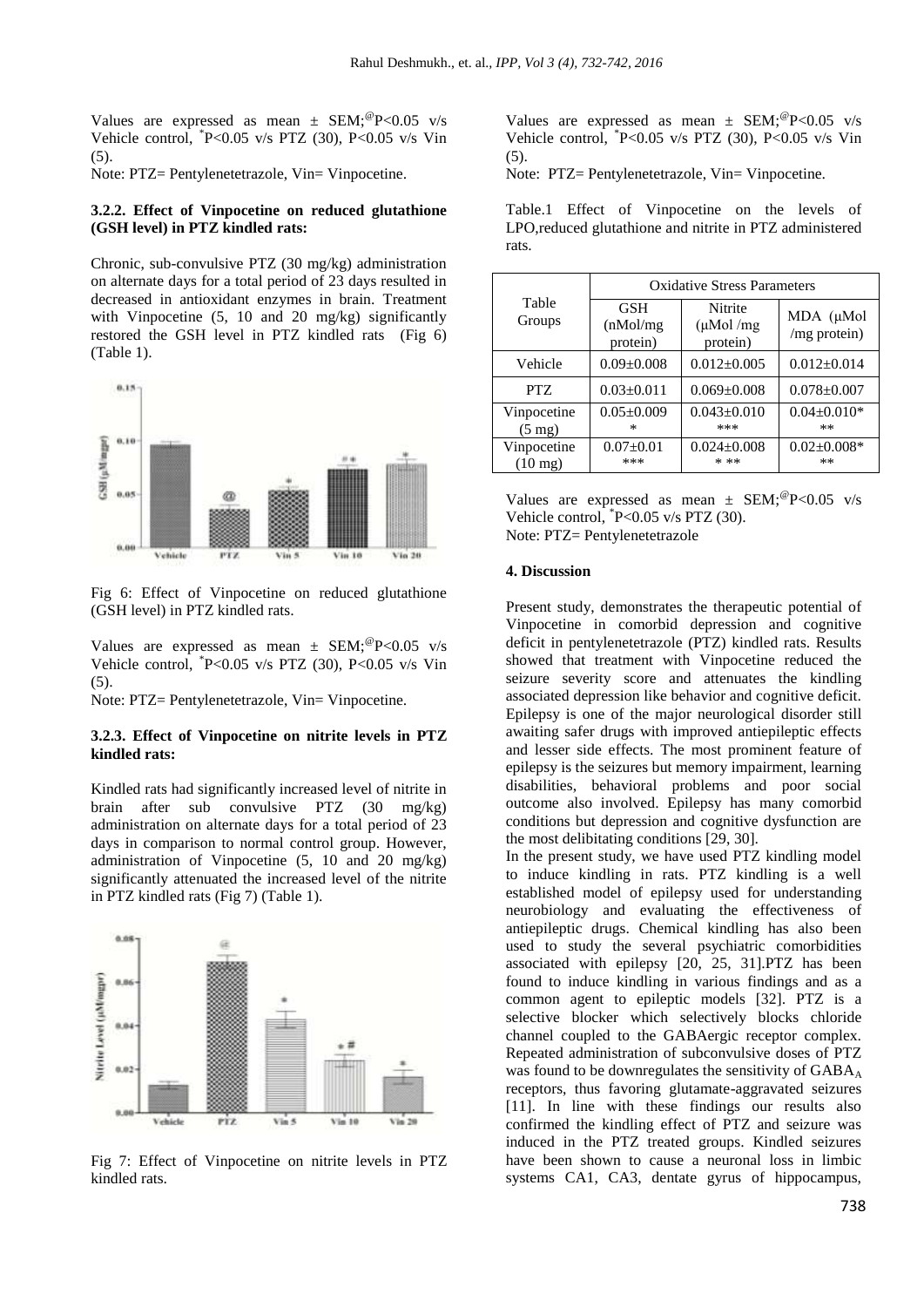Values are expressed as mean ± SEM;[@]P<0.05 v/s Vehicle control, [*]P<0.05 v/s PTZ (30), P<0.05 v/s Vin (5).

Note: PTZ= Pentylenetetrazole, Vin= Vinpocetine.

#### 3.2.2. Effect of Vinpocetine on reduced glutathione (GSH level) in PTZ kindled rats:

Chronic, sub-convulsive PTZ (30 mg/kg) administration on alternate days for a total period of 23 days resulted in decreased in antioxidant enzymes in brain. Treatment with Vinpocetine (5, 10 and 20 mg/kg) significantly restored the GSH level in PTZ kindled rats (Fig 6) (Table 1).

Fig 6: Effect of Vinpocetine on reduced glutathione (GSH level) in PTZ kindled rats.

Values are expressed as mean ± SEM;[@]P<0.05 v/s Vehicle control, [*]P<0.05 v/s PTZ (30), P<0.05 v/s Vin (5).

Note: PTZ= Pentylenetetrazole, Vin= Vinpocetine.

#### 3.2.3. Effect of Vinpocetine on nitrite levels in PTZ kindled rats:

Kindled rats had significantly increased level of nitrite in brain after sub convulsive PTZ (30 mg/kg) administration on alternate days for a total period of 23 days in comparison to normal control group. However, administration of Vinpocetine (5, 10 and 20 mg/kg) significantly attenuated the increased level of the nitrite in PTZ kindled rats (Fig 7) (Table 1).

Fig 7: Effect of Vinpocetine on nitrite levels in PTZ kindled rats.

Values are expressed as mean ± SEM;[@]P<0.05 v/s Vehicle control, [*]P<0.05 v/s PTZ (30), P<0.05 v/s Vin (5).

Note: PTZ= Pentylenetetrazole, Vin= Vinpocetine.

Table.1 Effect of Vinpocetine on the levels of LPO,reduced glutathione and nitrite in PTZ administered rats.

| Table Groups | Oxidative Stress Parameters | | |
|---|---|---|---|
| | GSH (nMol/mg protein) | Nitrite (μMol /mg protein) | MDA (μMol /mg protein) |
| Vehicle | 0.09±0.008 | 0.012±0.005 | 0.012±0.014 |
| PTZ | 0.03±0.011 | 0.069±0.008 | 0.078±0.007 |
| Vinpocetine (5 mg) | 0.05±0.009 * | 0.043±0.010 *** | 0.04±0.010* ** |
| Vinpocetine (10 mg) | 0.07±0.01 *** | 0.024±0.008 * ** | 0.02±0.008* ** |

Values are expressed as mean ± SEM;[@]P<0.05 v/s Vehicle control, [*]P<0.05 v/s PTZ (30).

Note: PTZ= Pentylenetetrazole

#### 4. Discussion

Present study, demonstrates the therapeutic potential of Vinpocetine in comorbid depression and cognitive deficit in pentylenetetrazole (PTZ) kindled rats. Results showed that treatment with Vinpocetine reduced the seizure severity score and attenuates the kindling associated depression like behavior and cognitive deficit. Epilepsy is one of the major neurological disorder still awaiting safer drugs with improved antiepileptic effects and lesser side effects. The most prominent feature of epilepsy is the seizures but memory impairment, learning disabilities, behavioral problems and poor social outcome also involved. Epilepsy has many comorbid conditions but depression and cognitive dysfunction are the most delibitating conditions [29, 30].

In the present study, we have used PTZ kindling model to induce kindling in rats. PTZ kindling is a well established model of epilepsy used for understanding neurobiology and evaluating the effectiveness of antiepileptic drugs. Chemical kindling has also been used to study the several psychiatric comorbidities associated with epilepsy [20, 25, 31].PTZ has been found to induce kindling in various findings and as a common agent to epileptic models [32]. PTZ is a selective blocker which selectively blocks chloride channel coupled to the GABAergic receptor complex. Repeated administration of subconvulsive doses of PTZ was found to be downregulates the sensitivity of $GABA_A$ receptors, thus favoring glutamate-aggravated seizures [11]. In line with these findings our results also confirmed the kindling effect of PTZ and seizure was induced in the PTZ treated groups. Kindled seizures have been shown to cause a neuronal loss in limbic systems CA1, CA3, dentate gyrus of hippocampus,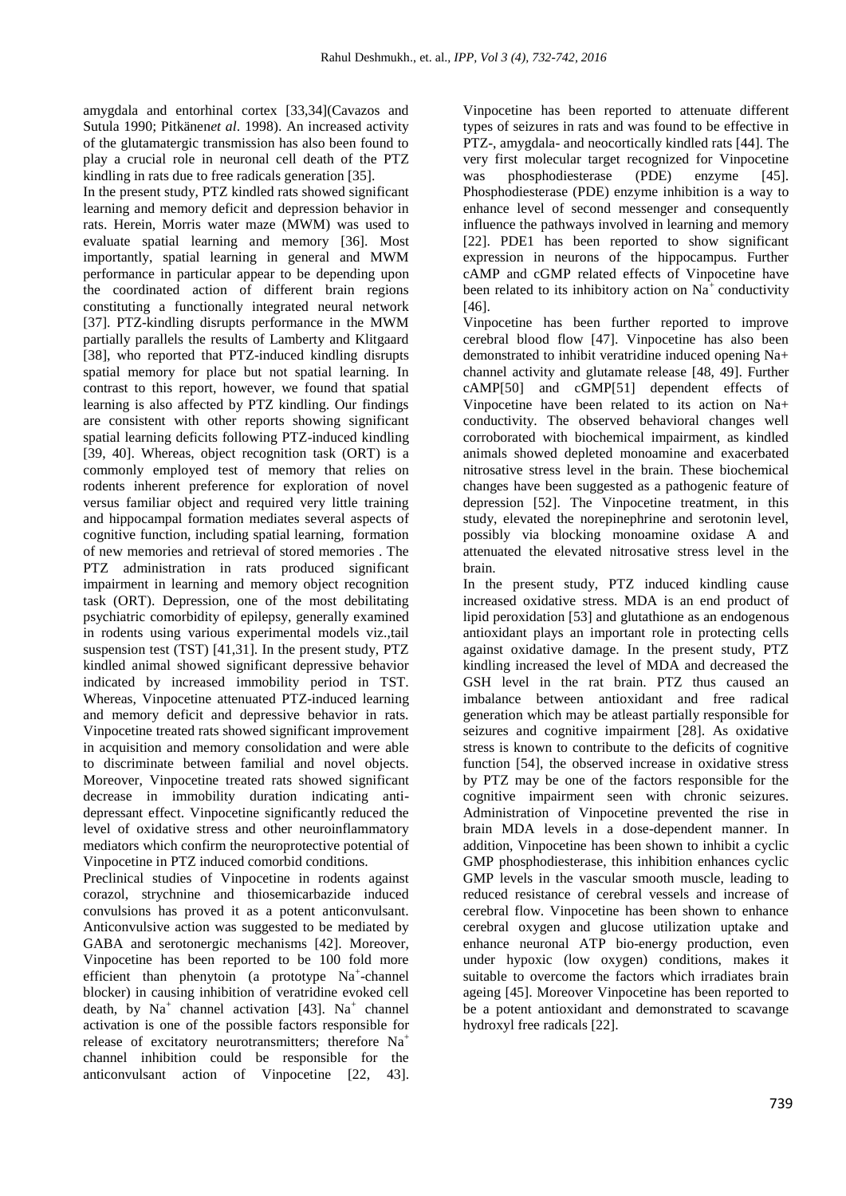amygdala and entorhinal cortex [33,34](Cavazos and Sutula 1990; Pitkänen*et al*. 1998). An increased activity of the glutamatergic transmission has also been found to play a crucial role in neuronal cell death of the PTZ kindling in rats due to free radicals generation [35].

In the present study, PTZ kindled rats showed significant learning and memory deficit and depression behavior in rats. Herein, Morris water maze (MWM) was used to evaluate spatial learning and memory [36]. Most importantly, spatial learning in general and MWM performance in particular appear to be depending upon the coordinated action of different brain regions constituting a functionally integrated neural network [37]. PTZ-kindling disrupts performance in the MWM partially parallels the results of Lamberty and Klitgaard [38], who reported that PTZ-induced kindling disrupts spatial memory for place but not spatial learning. In contrast to this report, however, we found that spatial learning is also affected by PTZ kindling. Our findings are consistent with other reports showing significant spatial learning deficits following PTZ-induced kindling [39, 40]. Whereas, object recognition task (ORT) is a commonly employed test of memory that relies on rodents inherent preference for exploration of novel versus familiar object and required very little training and hippocampal formation mediates several aspects of cognitive function, including spatial learning, formation of new memories and retrieval of stored memories . The PTZ administration in rats produced significant impairment in learning and memory object recognition task (ORT). Depression, one of the most debilitating psychiatric comorbidity of epilepsy, generally examined in rodents using various experimental models viz.,tail suspension test (TST) [41,31]. In the present study, PTZ kindled animal showed significant depressive behavior indicated by increased immobility period in TST. Whereas, Vinpocetine attenuated PTZ-induced learning and memory deficit and depressive behavior in rats. Vinpocetine treated rats showed significant improvement in acquisition and memory consolidation and were able to discriminate between familial and novel objects. Moreover, Vinpocetine treated rats showed significant decrease in immobility duration indicating anti-depressant effect. Vinpocetine significantly reduced the level of oxidative stress and other neuroinflammatory mediators which confirm the neuroprotective potential of Vinpocetine in PTZ induced comorbid conditions.

Preclinical studies of Vinpocetine in rodents against corazol, strychnine and thiosemicarbazide induced convulsions has proved it as a potent anticonvulsant. Anticonvulsive action was suggested to be mediated by GABA and serotonergic mechanisms [42]. Moreover, Vinpocetine has been reported to be 100 fold more efficient than phenytoin (a prototype $Na^+$-channel blocker) in causing inhibition of veratridine evoked cell death, by $Na^+$ channel activation [43]. $Na^+$ channel activation is one of the possible factors responsible for release of excitatory neurotransmitters; therefore $Na^+$ channel inhibition could be responsible for the anticonvulsant action of Vinpocetine [22, 43]. Vinpocetine has been reported to attenuate different types of seizures in rats and was found to be effective in PTZ-, amygdala- and neocortically kindled rats [44]. The very first molecular target recognized for Vinpocetine was phosphodiesterase (PDE) enzyme [45]. Phosphodiesterase (PDE) enzyme inhibition is a way to enhance level of second messenger and consequently influence the pathways involved in learning and memory [22]. PDE1 has been reported to show significant expression in neurons of the hippocampus. Further cAMP and cGMP related effects of Vinpocetine have been related to its inhibitory action on $Na^+$ conductivity [46].

Vinpocetine has been further reported to improve cerebral blood flow [47]. Vinpocetine has also been demonstrated to inhibit veratridine induced opening Na+ channel activity and glutamate release [48, 49]. Further cAMP[50] and cGMP[51] dependent effects of Vinpocetine have been related to its action on Na+ conductivity. The observed behavioral changes well corroborated with biochemical impairment, as kindled animals showed depleted monoamine and exacerbated nitrosative stress level in the brain. These biochemical changes have been suggested as a pathogenic feature of depression [52]. The Vinpocetine treatment, in this study, elevated the norepinephrine and serotonin level, possibly via blocking monoamine oxidase A and attenuated the elevated nitrosative stress level in the brain.

In the present study, PTZ induced kindling cause increased oxidative stress. MDA is an end product of lipid peroxidation [53] and glutathione as an endogenous antioxidant plays an important role in protecting cells against oxidative damage. In the present study, PTZ kindling increased the level of MDA and decreased the GSH level in the rat brain. PTZ thus caused an imbalance between antioxidant and free radical generation which may be atleast partially responsible for seizures and cognitive impairment [28]. As oxidative stress is known to contribute to the deficits of cognitive function [54], the observed increase in oxidative stress by PTZ may be one of the factors responsible for the cognitive impairment seen with chronic seizures. Administration of Vinpocetine prevented the rise in brain MDA levels in a dose-dependent manner. In addition, Vinpocetine has been shown to inhibit a cyclic GMP phosphodiesterase, this inhibition enhances cyclic GMP levels in the vascular smooth muscle, leading to reduced resistance of cerebral vessels and increase of cerebral flow. Vinpocetine has been shown to enhance cerebral oxygen and glucose utilization uptake and enhance neuronal ATP bio-energy production, even under hypoxic (low oxygen) conditions, makes it suitable to overcome the factors which irradiates brain ageing [45]. Moreover Vinpocetine has been reported to be a potent antioxidant and demonstrated to scavange hydroxyl free radicals [22].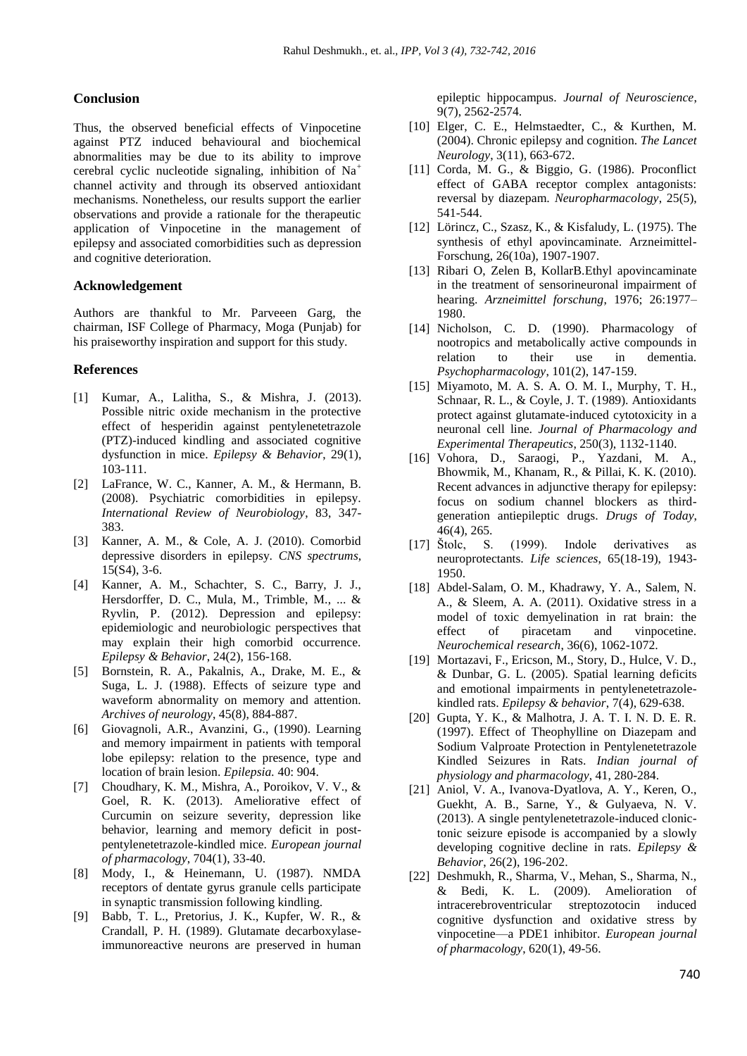## Conclusion

Thus, the observed beneficial effects of Vinpocetine against PTZ induced behavioural and biochemical abnormalities may be due to its ability to improve cerebral cyclic nucleotide signaling, inhibition of $Na^{+}$ channel activity and through its observed antioxidant mechanisms. Nonetheless, our results support the earlier observations and provide a rationale for the therapeutic application of Vinpocetine in the management of epilepsy and associated comorbidities such as depression and cognitive deterioration.

## Acknowledgement

Authors are thankful to Mr. Parveeen Garg, the chairman, ISF College of Pharmacy, Moga (Punjab) for his praiseworthy inspiration and support for this study.

## References

[1] Kumar, A., Lalitha, S., & Mishra, J. (2013). Possible nitric oxide mechanism in the protective effect of hesperidin against pentylenetetrazole (PTZ)-induced kindling and associated cognitive dysfunction in mice. *Epilepsy & Behavior*, 29(1), 103-111.

[2] LaFrance, W. C., Kanner, A. M., & Hermann, B. (2008). Psychiatric comorbidities in epilepsy. *International Review of Neurobiology*, 83, 347-383.

[3] Kanner, A. M., & Cole, A. J. (2010). Comorbid depressive disorders in epilepsy. *CNS spectrums*, 15(S4), 3-6.

[4] Kanner, A. M., Schachter, S. C., Barry, J. J., Hersdorffer, D. C., Mula, M., Trimble, M., ... & Ryvlin, P. (2012). Depression and epilepsy: epidemiologic and neurobiologic perspectives that may explain their high comorbid occurrence. *Epilepsy & Behavior*, 24(2), 156-168.

[5] Bornstein, R. A., Pakalnis, A., Drake, M. E., & Suga, L. J. (1988). Effects of seizure type and waveform abnormality on memory and attention. *Archives of neurology*, 45(8), 884-887.

[6] Giovagnoli, A.R., Avanzini, G., (1990). Learning and memory impairment in patients with temporal lobe epilepsy: relation to the presence, type and location of brain lesion. *Epilepsia.* 40: 904.

[7] Choudhary, K. M., Mishra, A., Poroikov, V. V., & Goel, R. K. (2013). Ameliorative effect of Curcumin on seizure severity, depression like behavior, learning and memory deficit in post-pentylenetetrazole-kindled mice. *European journal of pharmacology*, 704(1), 33-40.

[8] Mody, I., & Heinemann, U. (1987). NMDA receptors of dentate gyrus granule cells participate in synaptic transmission following kindling.

[9] Babb, T. L., Pretorius, J. K., Kupfer, W. R., & Crandall, P. H. (1989). Glutamate decarboxylase-immunoreactive neurons are preserved in human epileptic hippocampus. *Journal of Neuroscience*, 9(7), 2562-2574.

[10] Elger, C. E., Helmstaedter, C., & Kurthen, M. (2004). Chronic epilepsy and cognition. *The Lancet Neurology*, 3(11), 663-672.

[11] Corda, M. G., & Biggio, G. (1986). Proconflict effect of GABA receptor complex antagonists: reversal by diazepam. *Neuropharmacology*, 25(5), 541-544.

[12] Lörincz, C., Szasz, K., & Kisfaludy, L. (1975). The synthesis of ethyl apovincaminate. Arzneimittel-Forschung, 26(10a), 1907-1907.

[13] Ribari O, Zelen B, KollarB.Ethyl apovincaminate in the treatment of sensorineuronal impairment of hearing. *Arzneimittel forschung*, 1976; 26:1977–1980.

[14] Nicholson, C. D. (1990). Pharmacology of nootropics and metabolically active compounds in relation to their use in dementia. *Psychopharmacology*, 101(2), 147-159.

[15] Miyamoto, M. A. S. A. O. M. I., Murphy, T. H., Schnaar, R. L., & Coyle, J. T. (1989). Antioxidants protect against glutamate-induced cytotoxicity in a neuronal cell line. *Journal of Pharmacology and Experimental Therapeutics*, 250(3), 1132-1140.

[16] Vohora, D., Saraogi, P., Yazdani, M. A., Bhowmik, M., Khanam, R., & Pillai, K. K. (2010). Recent advances in adjunctive therapy for epilepsy: focus on sodium channel blockers as third-generation antiepileptic drugs. *Drugs of Today*, 46(4), 265.

[17] Štolc, S. (1999). Indole derivatives as neuroprotectants. *Life sciences*, 65(18-19), 1943-1950.

[18] Abdel-Salam, O. M., Khadrawy, Y. A., Salem, N. A., & Sleem, A. A. (2011). Oxidative stress in a model of toxic demyelination in rat brain: the effect of piracetam and vinpocetine. *Neurochemical research*, 36(6), 1062-1072.

[19] Mortazavi, F., Ericson, M., Story, D., Hulce, V. D., & Dunbar, G. L. (2005). Spatial learning deficits and emotional impairments in pentylenetetrazole-kindled rats. *Epilepsy & behavior*, 7(4), 629-638.

[20] Gupta, Y. K., & Malhotra, J. A. T. I. N. D. E. R. (1997). Effect of Theophylline on Diazepam and Sodium Valproate Protection in Pentylenetetrazole Kindled Seizures in Rats. *Indian journal of physiology and pharmacology*, 41, 280-284.

[21] Aniol, V. A., Ivanova-Dyatlova, A. Y., Keren, O., Guekht, A. B., Sarne, Y., & Gulyaeva, N. V. (2013). A single pentylenetetrazole-induced clonic-tonic seizure episode is accompanied by a slowly developing cognitive decline in rats. *Epilepsy & Behavior*, 26(2), 196-202.

[22] Deshmukh, R., Sharma, V., Mehan, S., Sharma, N., & Bedi, K. L. (2009). Amelioration of intracerebroventricular streptozotocin induced cognitive dysfunction and oxidative stress by vinpocetine—a PDE1 inhibitor. *European journal of pharmacology*, 620(1), 49-56.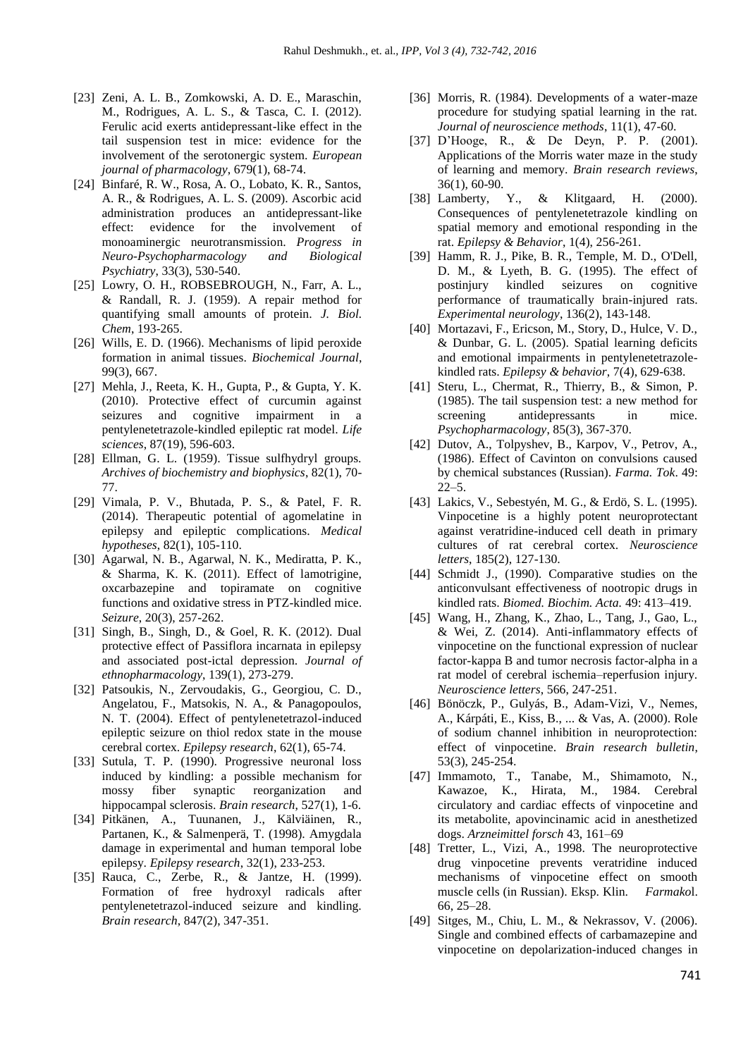[23] Zeni, A. L. B., Zomkowski, A. D. E., Maraschin, M., Rodrigues, A. L. S., & Tasca, C. I. (2012). Ferulic acid exerts antidepressant-like effect in the tail suspension test in mice: evidence for the involvement of the serotonergic system. *European journal of pharmacology*, 679(1), 68-74.

[24] Binfaré, R. W., Rosa, A. O., Lobato, K. R., Santos, A. R., & Rodrigues, A. L. S. (2009). Ascorbic acid administration produces an antidepressant-like effect: evidence for the involvement of monoaminergic neurotransmission. *Progress in Neuro-Psychopharmacology and Biological Psychiatry*, 33(3), 530-540.

[25] Lowry, O. H., ROBSEBROUGH, N., Farr, A. L., & Randall, R. J. (1959). A repair method for quantifying small amounts of protein. *J. Biol. Chem*, 193-265.

[26] Wills, E. D. (1966). Mechanisms of lipid peroxide formation in animal tissues. *Biochemical Journal*, 99(3), 667.

[27] Mehla, J., Reeta, K. H., Gupta, P., & Gupta, Y. K. (2010). Protective effect of curcumin against seizures and cognitive impairment in a pentylenetetrazole-kindled epileptic rat model. *Life sciences*, 87(19), 596-603.

[28] Ellman, G. L. (1959). Tissue sulfhydryl groups. *Archives of biochemistry and biophysics*, 82(1), 70-77.

[29] Vimala, P. V., Bhutada, P. S., & Patel, F. R. (2014). Therapeutic potential of agomelatine in epilepsy and epileptic complications. *Medical hypotheses*, 82(1), 105-110.

[30] Agarwal, N. B., Agarwal, N. K., Mediratta, P. K., & Sharma, K. K. (2011). Effect of lamotrigine, oxcarbazepine and topiramate on cognitive functions and oxidative stress in PTZ-kindled mice. *Seizure*, 20(3), 257-262.

[31] Singh, B., Singh, D., & Goel, R. K. (2012). Dual protective effect of Passiflora incarnata in epilepsy and associated post-ictal depression. *Journal of ethnopharmacology*, 139(1), 273-279.

[32] Patsoukis, N., Zervoudakis, G., Georgiou, C. D., Angelatou, F., Matsokis, N. A., & Panagopoulos, N. T. (2004). Effect of pentylenetetrazol-induced epileptic seizure on thiol redox state in the mouse cerebral cortex. *Epilepsy research*, 62(1), 65-74.

[33] Sutula, T. P. (1990). Progressive neuronal loss induced by kindling: a possible mechanism for mossy fiber synaptic reorganization and hippocampal sclerosis. *Brain research*, 527(1), 1-6.

[34] Pitkänen, A., Tuunanen, J., Kälviäinen, R., Partanen, K., & Salmenperä, T. (1998). Amygdala damage in experimental and human temporal lobe epilepsy. *Epilepsy research*, 32(1), 233-253.

[35] Rauca, C., Zerbe, R., & Jantze, H. (1999). Formation of free hydroxyl radicals after pentylenetetrazol-induced seizure and kindling. *Brain research*, 847(2), 347-351.

[36] Morris, R. (1984). Developments of a water-maze procedure for studying spatial learning in the rat. *Journal of neuroscience methods*, 11(1), 47-60.

[37] D'Hooge, R., & De Deyn, P. P. (2001). Applications of the Morris water maze in the study of learning and memory. *Brain research reviews*, 36(1), 60-90.

[38] Lamberty, Y., & Klitgaard, H. (2000). Consequences of pentylenetetrazole kindling on spatial memory and emotional responding in the rat. *Epilepsy & Behavior*, 1(4), 256-261.

[39] Hamm, R. J., Pike, B. R., Temple, M. D., O'Dell, D. M., & Lyeth, B. G. (1995). The effect of postinjury kindled seizures on cognitive performance of traumatically brain-injured rats. *Experimental neurology*, 136(2), 143-148.

[40] Mortazavi, F., Ericson, M., Story, D., Hulce, V. D., & Dunbar, G. L. (2005). Spatial learning deficits and emotional impairments in pentylenetetrazole-kindled rats. *Epilepsy & behavior*, 7(4), 629-638.

[41] Steru, L., Chermat, R., Thierry, B., & Simon, P. (1985). The tail suspension test: a new method for screening antidepressants in mice. *Psychopharmacology*, 85(3), 367-370.

[42] Dutov, A., Tolpyshev, B., Karpov, V., Petrov, A., (1986). Effect of Cavinton on convulsions caused by chemical substances (Russian). *Farma. Tok*. 49: 22–5.

[43] Lakics, V., Sebestyén, M. G., & Erdö, S. L. (1995). Vinpocetine is a highly potent neuroprotectant against veratridine-induced cell death in primary cultures of rat cerebral cortex. *Neuroscience letters*, 185(2), 127-130.

[44] Schmidt J., (1990). Comparative studies on the anticonvulsant effectiveness of nootropic drugs in kindled rats. *Biomed. Biochim. Acta.* 49: 413–419.

[45] Wang, H., Zhang, K., Zhao, L., Tang, J., Gao, L., & Wei, Z. (2014). Anti-inflammatory effects of vinpocetine on the functional expression of nuclear factor-kappa B and tumor necrosis factor-alpha in a rat model of cerebral ischemia–reperfusion injury. *Neuroscience letters*, 566, 247-251.

[46] Bönöczk, P., Gulyás, B., Adam-Vizi, V., Nemes, A., Kárpáti, E., Kiss, B., ... & Vas, A. (2000). Role of sodium channel inhibition in neuroprotection: effect of vinpocetine. *Brain research bulletin*, 53(3), 245-254.

[47] Immamoto, T., Tanabe, M., Shimamoto, N., Kawazoe, K., Hirata, M., 1984. Cerebral circulatory and cardiac effects of vinpocetine and its metabolite, apovincinamic acid in anesthetized dogs. *Arzneimittel forsch* 43, 161–69

[48] Tretter, L., Vizi, A., 1998. The neuroprotective drug vinpocetine prevents veratridine induced mechanisms of vinpocetine effect on smooth muscle cells (in Russian). Eksp. Klin. *Farmako*l. 66, 25–28.

[49] Sitges, M., Chiu, L. M., & Nekrassov, V. (2006). Single and combined effects of carbamazepine and vinpocetine on depolarization-induced changes in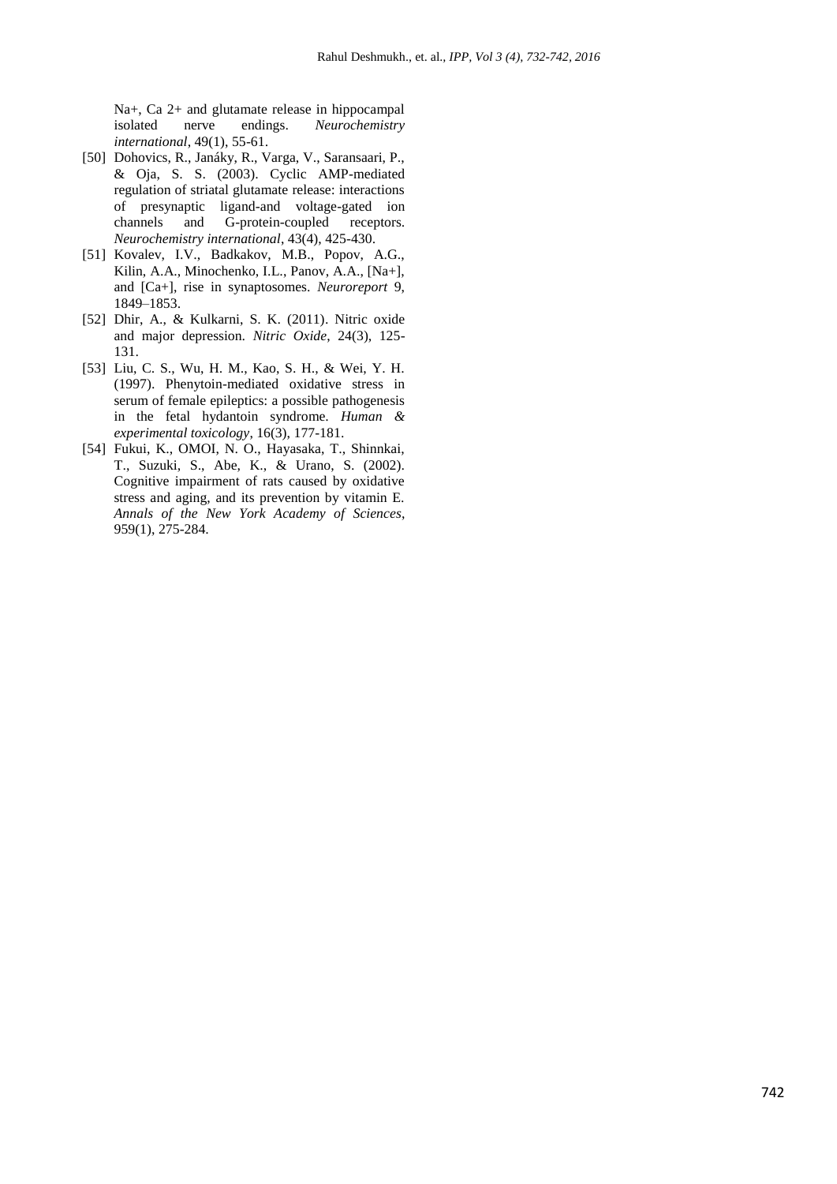Na+, Ca 2+ and glutamate release in hippocampal isolated nerve endings. *Neurochemistry international*, 49(1), 55-61.

[50] Dohovics, R., Janáky, R., Varga, V., Saransaari, P., & Oja, S. S. (2003). Cyclic AMP-mediated regulation of striatal glutamate release: interactions of presynaptic ligand-and voltage-gated ion channels and G-protein-coupled receptors. *Neurochemistry international*, 43(4), 425-430.

[51] Kovalev, I.V., Badkakov, M.B., Popov, A.G., Kilin, A.A., Minochenko, I.L., Panov, A.A., [Na+], and [Ca+], rise in synaptosomes. *Neuroreport* 9, 1849–1853.

[52] Dhir, A., & Kulkarni, S. K. (2011). Nitric oxide and major depression. *Nitric Oxide*, 24(3), 125-131.

[53] Liu, C. S., Wu, H. M., Kao, S. H., & Wei, Y. H. (1997). Phenytoin-mediated oxidative stress in serum of female epileptics: a possible pathogenesis in the fetal hydantoin syndrome. *Human & experimental toxicology*, 16(3), 177-181.

[54] Fukui, K., OMOI, N. O., Hayasaka, T., Shinnkai, T., Suzuki, S., Abe, K., & Urano, S. (2002). Cognitive impairment of rats caused by oxidative stress and aging, and its prevention by vitamin E. *Annals of the New York Academy of Sciences*, 959(1), 275-284.